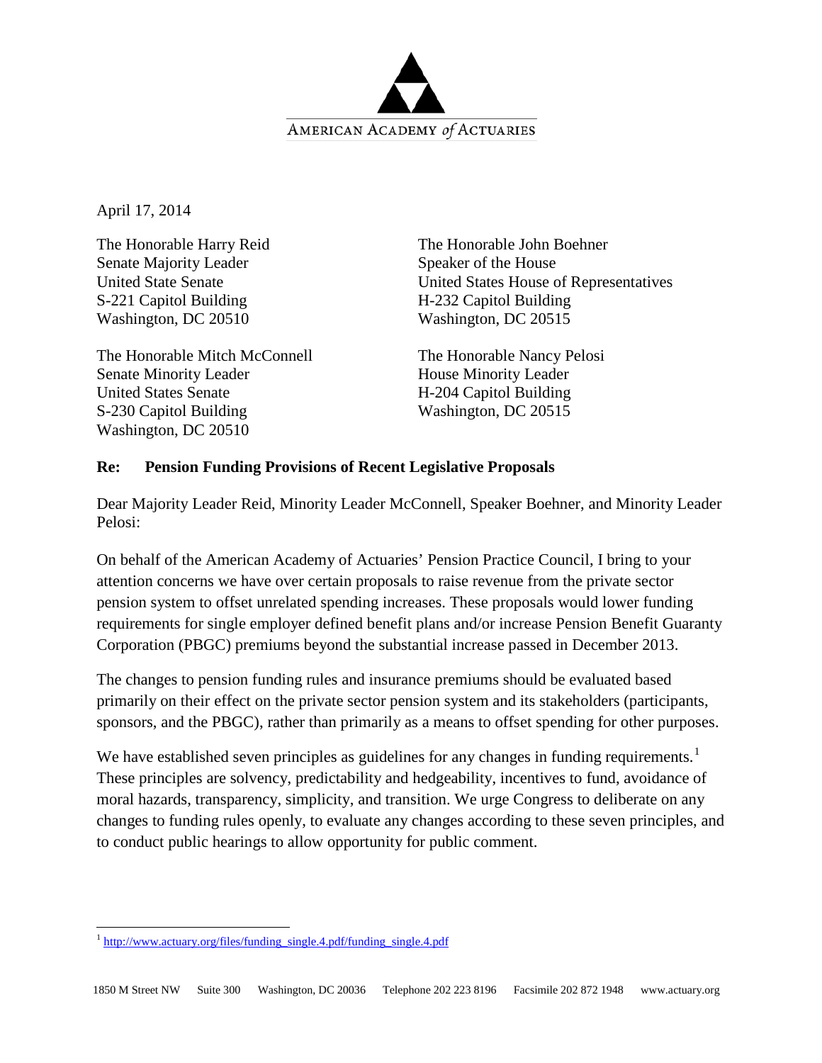AMERICAN ACADEMY *of* ACTUARIES

April 17, 2014

The Honorable Harry Reid
Senate Majority Leader
United State Senate
S-221 Capitol Building
Washington, DC 20510

The Honorable John Boehner
Speaker of the House
United States House of Representatives
H-232 Capitol Building
Washington, DC 20515

The Honorable Mitch McConnell
Senate Minority Leader
United States Senate
S-230 Capitol Building
Washington, DC 20510

The Honorable Nancy Pelosi
House Minority Leader
H-204 Capitol Building
Washington, DC 20515

**Re: Pension Funding Provisions of Recent Legislative Proposals**

Dear Majority Leader Reid, Minority Leader McConnell, Speaker Boehner, and Minority Leader Pelosi:

On behalf of the American Academy of Actuaries' Pension Practice Council, I bring to your attention concerns we have over certain proposals to raise revenue from the private sector pension system to offset unrelated spending increases. These proposals would lower funding requirements for single employer defined benefit plans and/or increase Pension Benefit Guaranty Corporation (PBGC) premiums beyond the substantial increase passed in December 2013.

The changes to pension funding rules and insurance premiums should be evaluated based primarily on their effect on the private sector pension system and its stakeholders (participants, sponsors, and the PBGC), rather than primarily as a means to offset spending for other purposes.

We have established seven principles as guidelines for any changes in funding requirements.[1] These principles are solvency, predictability and hedgeability, incentives to fund, avoidance of moral hazards, transparency, simplicity, and transition. We urge Congress to deliberate on any changes to funding rules openly, to evaluate any changes according to these seven principles, and to conduct public hearings to allow opportunity for public comment.

[1] http://www.actuary.org/files/funding_single.4.pdf/funding_single.4.pdf

1850 M Street NW Suite 300 Washington, DC 20036 Telephone 202 223 8196 Facsimile 202 872 1948 www.actuary.org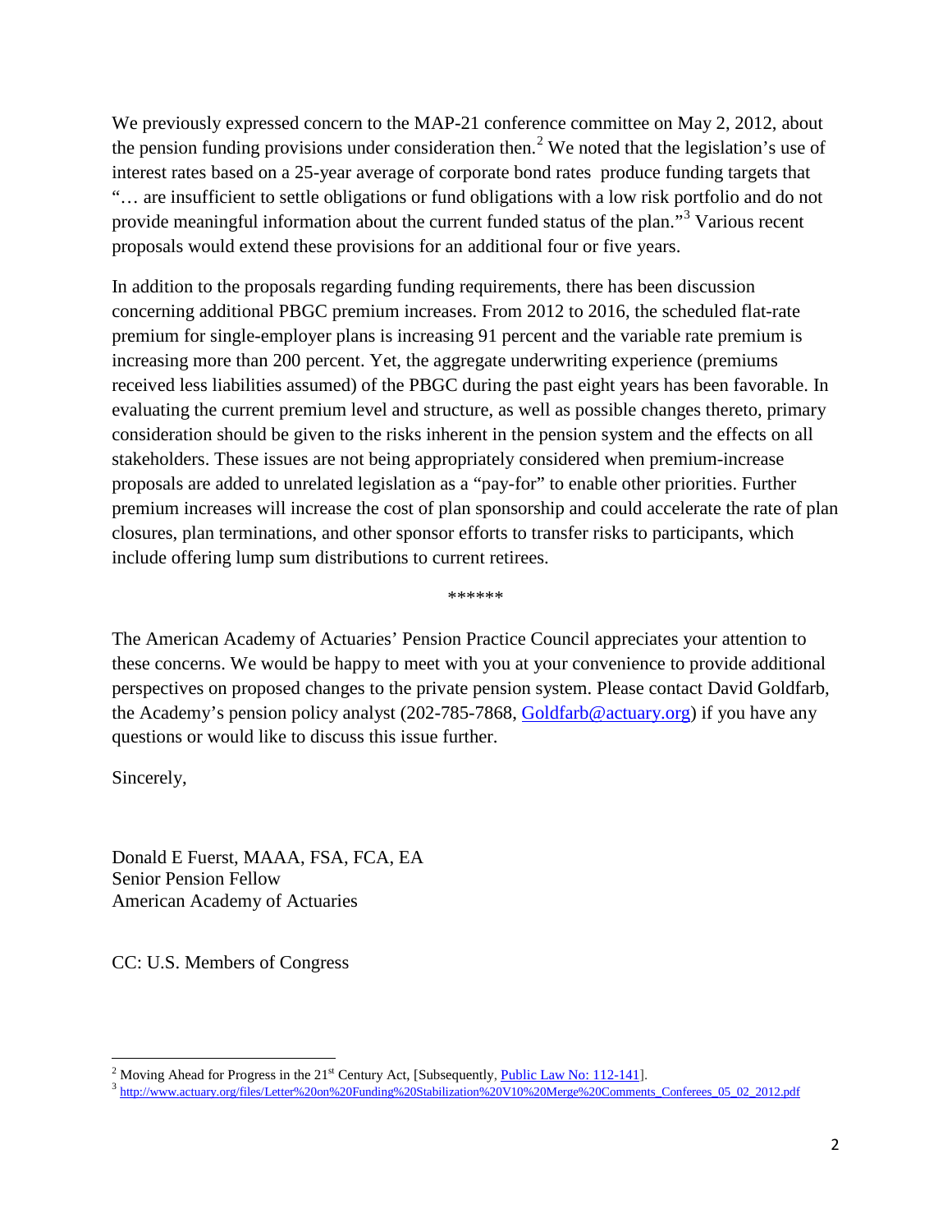We previously expressed concern to the MAP-21 conference committee on May 2, 2012, about the pension funding provisions under consideration then.[2] We noted that the legislation's use of interest rates based on a 25-year average of corporate bond rates produce funding targets that "… are insufficient to settle obligations or fund obligations with a low risk portfolio and do not provide meaningful information about the current funded status of the plan."[3] Various recent proposals would extend these provisions for an additional four or five years.

In addition to the proposals regarding funding requirements, there has been discussion concerning additional PBGC premium increases. From 2012 to 2016, the scheduled flat-rate premium for single-employer plans is increasing 91 percent and the variable rate premium is increasing more than 200 percent. Yet, the aggregate underwriting experience (premiums received less liabilities assumed) of the PBGC during the past eight years has been favorable. In evaluating the current premium level and structure, as well as possible changes thereto, primary consideration should be given to the risks inherent in the pension system and the effects on all stakeholders. These issues are not being appropriately considered when premium-increase proposals are added to unrelated legislation as a "pay-for" to enable other priorities. Further premium increases will increase the cost of plan sponsorship and could accelerate the rate of plan closures, plan terminations, and other sponsor efforts to transfer risks to participants, which include offering lump sum distributions to current retirees.

******

The American Academy of Actuaries' Pension Practice Council appreciates your attention to these concerns. We would be happy to meet with you at your convenience to provide additional perspectives on proposed changes to the private pension system. Please contact David Goldfarb, the Academy's pension policy analyst (202-785-7868, Goldfarb@actuary.org) if you have any questions or would like to discuss this issue further.

Sincerely,

Donald E Fuerst, MAAA, FSA, FCA, EA
Senior Pension Fellow
American Academy of Actuaries

CC: U.S. Members of Congress

---

[2] Moving Ahead for Progress in the 21st Century Act, [Subsequently, Public Law No: 112-141].

[3] http://www.actuary.org/files/Letter%20on%20Funding%20Stabilization%20V10%20Merge%20Comments_Conferees_05_02_2012.pdf